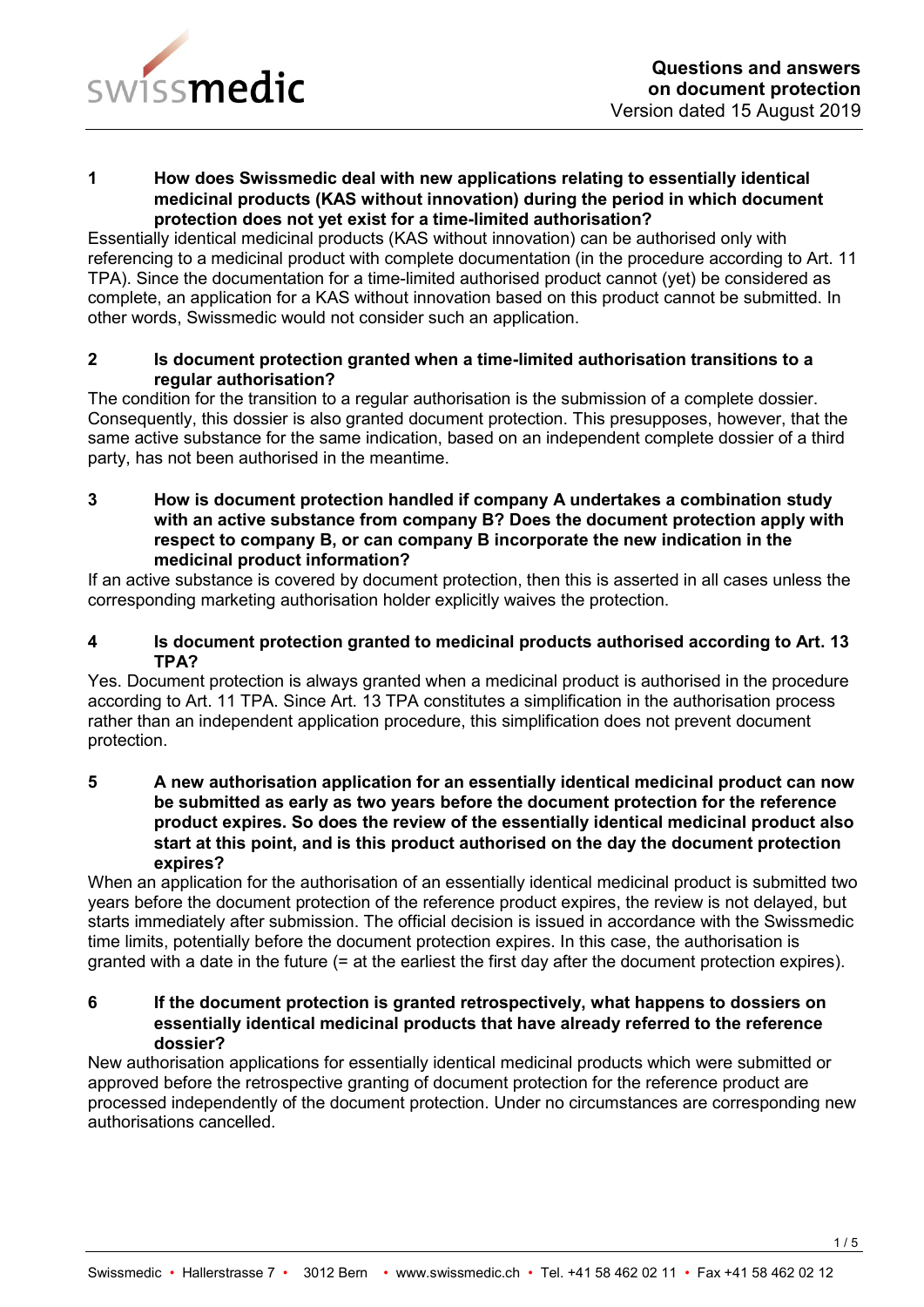# Questions and answers on document protection

Version dated 15 August 2019

### 1 How does Swissmedic deal with new applications relating to essentially identical medicinal products (KAS without innovation) during the period in which document protection does not yet exist for a time-limited authorisation?

Essentially identical medicinal products (KAS without innovation) can be authorised only with referencing to a medicinal product with complete documentation (in the procedure according to Art. 11 TPA). Since the documentation for a time-limited authorised product cannot (yet) be considered as complete, an application for a KAS without innovation based on this product cannot be submitted. In other words, Swissmedic would not consider such an application.

### 2 Is document protection granted when a time-limited authorisation transitions to a regular authorisation?

The condition for the transition to a regular authorisation is the submission of a complete dossier. Consequently, this dossier is also granted document protection. This presupposes, however, that the same active substance for the same indication, based on an independent complete dossier of a third party, has not been authorised in the meantime.

### 3 How is document protection handled if company A undertakes a combination study with an active substance from company B? Does the document protection apply with respect to company B, or can company B incorporate the new indication in the medicinal product information?

If an active substance is covered by document protection, then this is asserted in all cases unless the corresponding marketing authorisation holder explicitly waives the protection.

### 4 Is document protection granted to medicinal products authorised according to Art. 13 TPA?

Yes. Document protection is always granted when a medicinal product is authorised in the procedure according to Art. 11 TPA. Since Art. 13 TPA constitutes a simplification in the authorisation process rather than an independent application procedure, this simplification does not prevent document protection.

### 5 A new authorisation application for an essentially identical medicinal product can now be submitted as early as two years before the document protection for the reference product expires. So does the review of the essentially identical medicinal product also start at this point, and is this product authorised on the day the document protection expires?

When an application for the authorisation of an essentially identical medicinal product is submitted two years before the document protection of the reference product expires, the review is not delayed, but starts immediately after submission. The official decision is issued in accordance with the Swissmedic time limits, potentially before the document protection expires. In this case, the authorisation is granted with a date in the future (= at the earliest the first day after the document protection expires).

### 6 If the document protection is granted retrospectively, what happens to dossiers on essentially identical medicinal products that have already referred to the reference dossier?

New authorisation applications for essentially identical medicinal products which were submitted or approved before the retrospective granting of document protection for the reference product are processed independently of the document protection. Under no circumstances are corresponding new authorisations cancelled.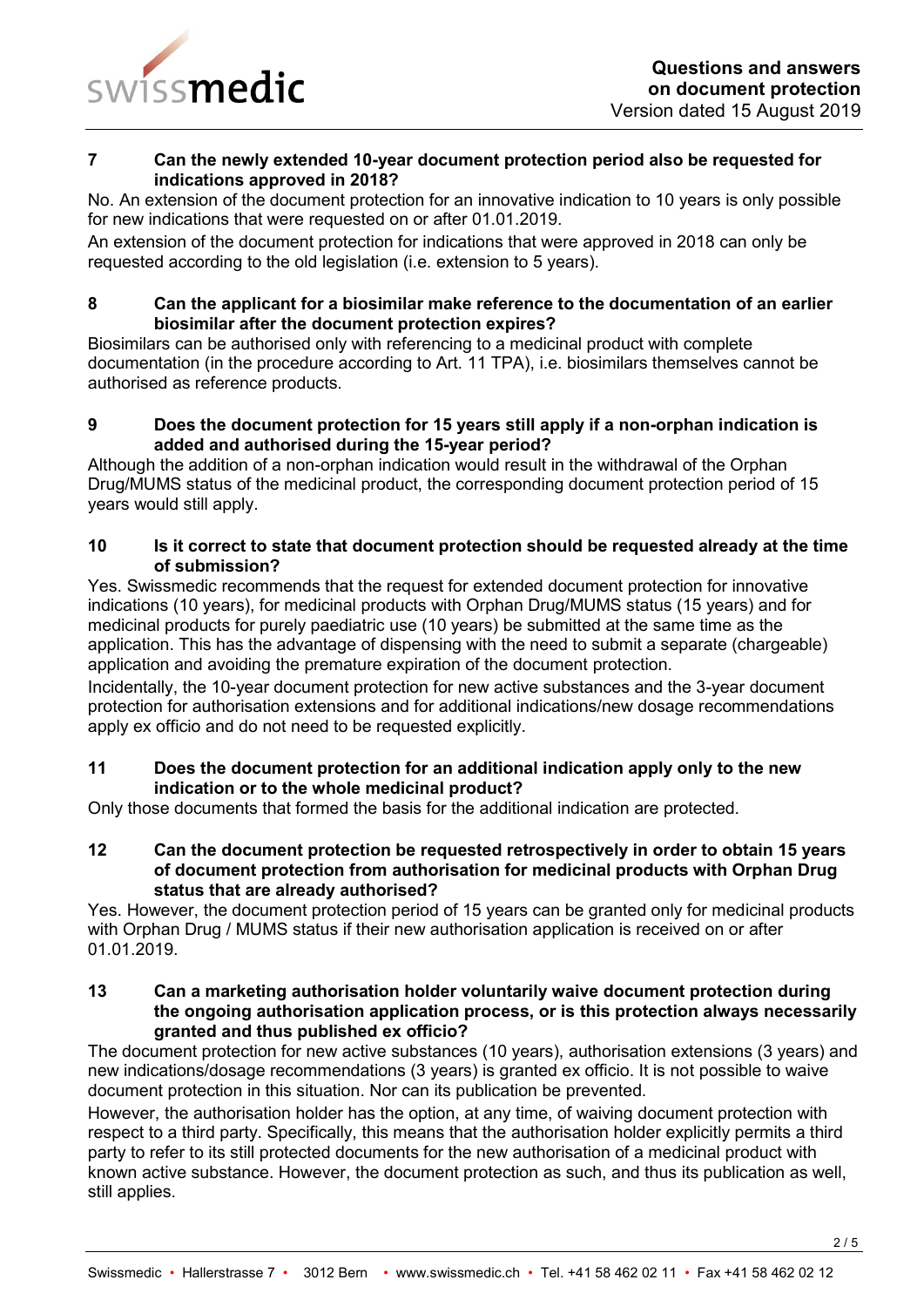### 7 Can the newly extended 10-year document protection period also be requested for indications approved in 2018?

No. An extension of the document protection for an innovative indication to 10 years is only possible for new indications that were requested on or after 01.01.2019.

An extension of the document protection for indications that were approved in 2018 can only be requested according to the old legislation (i.e. extension to 5 years).

### 8 Can the applicant for a biosimilar make reference to the documentation of an earlier biosimilar after the document protection expires?

Biosimilars can be authorised only with referencing to a medicinal product with complete documentation (in the procedure according to Art. 11 TPA), i.e. biosimilars themselves cannot be authorised as reference products.

### 9 Does the document protection for 15 years still apply if a non-orphan indication is added and authorised during the 15-year period?

Although the addition of a non-orphan indication would result in the withdrawal of the Orphan Drug/MUMS status of the medicinal product, the corresponding document protection period of 15 years would still apply.

### 10 Is it correct to state that document protection should be requested already at the time of submission?

Yes. Swissmedic recommends that the request for extended document protection for innovative indications (10 years), for medicinal products with Orphan Drug/MUMS status (15 years) and for medicinal products for purely paediatric use (10 years) be submitted at the same time as the application. This has the advantage of dispensing with the need to submit a separate (chargeable) application and avoiding the premature expiration of the document protection.

Incidentally, the 10-year document protection for new active substances and the 3-year document protection for authorisation extensions and for additional indications/new dosage recommendations apply ex officio and do not need to be requested explicitly.

### 11 Does the document protection for an additional indication apply only to the new indication or to the whole medicinal product?

Only those documents that formed the basis for the additional indication are protected.

### 12 Can the document protection be requested retrospectively in order to obtain 15 years of document protection from authorisation for medicinal products with Orphan Drug status that are already authorised?

Yes. However, the document protection period of 15 years can be granted only for medicinal products with Orphan Drug / MUMS status if their new authorisation application is received on or after 01.01.2019.

### 13 Can a marketing authorisation holder voluntarily waive document protection during the ongoing authorisation application process, or is this protection always necessarily granted and thus published ex officio?

The document protection for new active substances (10 years), authorisation extensions (3 years) and new indications/dosage recommendations (3 years) is granted ex officio. It is not possible to waive document protection in this situation. Nor can its publication be prevented.

However, the authorisation holder has the option, at any time, of waiving document protection with respect to a third party. Specifically, this means that the authorisation holder explicitly permits a third party to refer to its still protected documents for the new authorisation of a medicinal product with known active substance. However, the document protection as such, and thus its publication as well, still applies.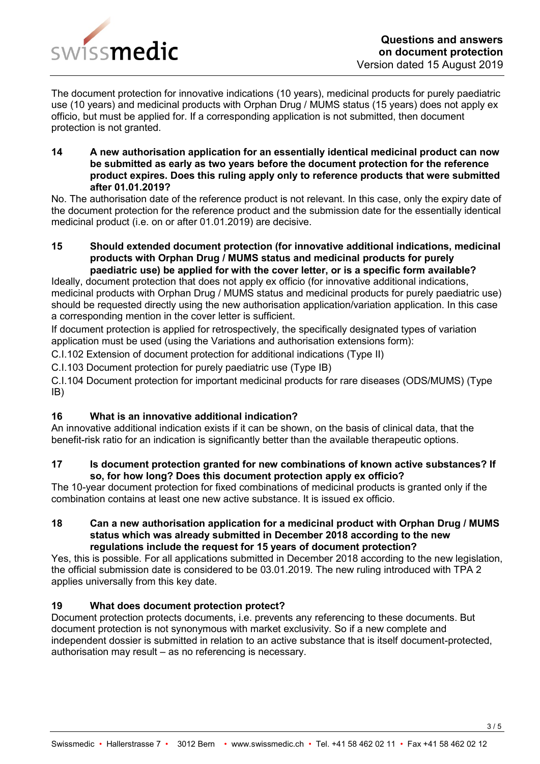The document protection for innovative indications (10 years), medicinal products for purely paediatric use (10 years) and medicinal products with Orphan Drug / MUMS status (15 years) does not apply ex officio, but must be applied for. If a corresponding application is not submitted, then document protection is not granted.

### 14 A new authorisation application for an essentially identical medicinal product can now be submitted as early as two years before the document protection for the reference product expires. Does this ruling apply only to reference products that were submitted after 01.01.2019?

No. The authorisation date of the reference product is not relevant. In this case, only the expiry date of the document protection for the reference product and the submission date for the essentially identical medicinal product (i.e. on or after 01.01.2019) are decisive.

### 15 Should extended document protection (for innovative additional indications, medicinal products with Orphan Drug / MUMS status and medicinal products for purely paediatric use) be applied for with the cover letter, or is a specific form available?

Ideally, document protection that does not apply ex officio (for innovative additional indications, medicinal products with Orphan Drug / MUMS status and medicinal products for purely paediatric use) should be requested directly using the new authorisation application/variation application. In this case a corresponding mention in the cover letter is sufficient.

If document protection is applied for retrospectively, the specifically designated types of variation application must be used (using the Variations and authorisation extensions form):

C.I.102 Extension of document protection for additional indications (Type II)

C.I.103 Document protection for purely paediatric use (Type IB)

C.I.104 Document protection for important medicinal products for rare diseases (ODS/MUMS) (Type IB)

### 16 What is an innovative additional indication?

An innovative additional indication exists if it can be shown, on the basis of clinical data, that the benefit-risk ratio for an indication is significantly better than the available therapeutic options.

### 17 Is document protection granted for new combinations of known active substances? If so, for how long? Does this document protection apply ex officio?

The 10-year document protection for fixed combinations of medicinal products is granted only if the combination contains at least one new active substance. It is issued ex officio.

### 18 Can a new authorisation application for a medicinal product with Orphan Drug / MUMS status which was already submitted in December 2018 according to the new regulations include the request for 15 years of document protection?

Yes, this is possible. For all applications submitted in December 2018 according to the new legislation, the official submission date is considered to be 03.01.2019. The new ruling introduced with TPA 2 applies universally from this key date.

### 19 What does document protection protect?

Document protection protects documents, i.e. prevents any referencing to these documents. But document protection is not synonymous with market exclusivity. So if a new complete and independent dossier is submitted in relation to an active substance that is itself document-protected, authorisation may result – as no referencing is necessary.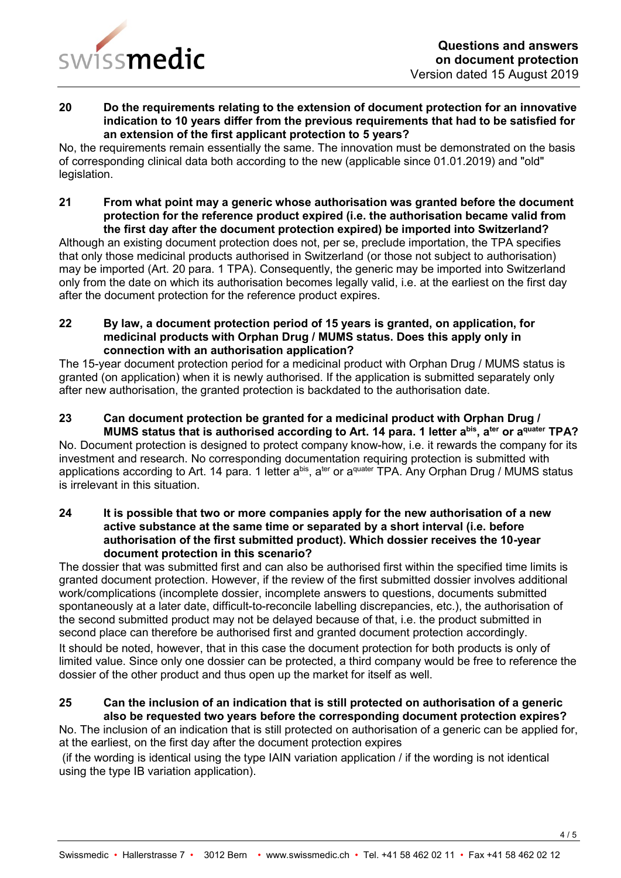**20 Do the requirements relating to the extension of document protection for an innovative indication to 10 years differ from the previous requirements that had to be satisfied for an extension of the first applicant protection to 5 years?**

No, the requirements remain essentially the same. The innovation must be demonstrated on the basis of corresponding clinical data both according to the new (applicable since 01.01.2019) and "old" legislation.

**21 From what point may a generic whose authorisation was granted before the document protection for the reference product expired (i.e. the authorisation became valid from the first day after the document protection expired) be imported into Switzerland?**

Although an existing document protection does not, per se, preclude importation, the TPA specifies that only those medicinal products authorised in Switzerland (or those not subject to authorisation) may be imported (Art. 20 para. 1 TPA). Consequently, the generic may be imported into Switzerland only from the date on which its authorisation becomes legally valid, i.e. at the earliest on the first day after the document protection for the reference product expires.

**22 By law, a document protection period of 15 years is granted, on application, for medicinal products with Orphan Drug / MUMS status. Does this apply only in connection with an authorisation application?**

The 15-year document protection period for a medicinal product with Orphan Drug / MUMS status is granted (on application) when it is newly authorised. If the application is submitted separately only after new authorisation, the granted protection is backdated to the authorisation date.

**23 Can document protection be granted for a medicinal product with Orphan Drug / MUMS status that is authorised according to Art. 14 para. 1 letter a^bis^, a^ter^ or a^quater^ TPA?**

No. Document protection is designed to protect company know-how, i.e. it rewards the company for its investment and research. No corresponding documentation requiring protection is submitted with applications according to Art. 14 para. 1 letter a^bis^, a^ter^ or a^quater^ TPA. Any Orphan Drug / MUMS status is irrelevant in this situation.

**24 It is possible that two or more companies apply for the new authorisation of a new active substance at the same time or separated by a short interval (i.e. before authorisation of the first submitted product). Which dossier receives the 10-year document protection in this scenario?**

The dossier that was submitted first and can also be authorised first within the specified time limits is granted document protection. However, if the review of the first submitted dossier involves additional work/complications (incomplete dossier, incomplete answers to questions, documents submitted spontaneously at a later date, difficult-to-reconcile labelling discrepancies, etc.), the authorisation of the second submitted product may not be delayed because of that, i.e. the product submitted in second place can therefore be authorised first and granted document protection accordingly.

It should be noted, however, that in this case the document protection for both products is only of limited value. Since only one dossier can be protected, a third company would be free to reference the dossier of the other product and thus open up the market for itself as well.

**25 Can the inclusion of an indication that is still protected on authorisation of a generic also be requested two years before the corresponding document protection expires?**

No. The inclusion of an indication that is still protected on authorisation of a generic can be applied for, at the earliest, on the first day after the document protection expires

(if the wording is identical using the type IAIN variation application / if the wording is not identical using the type IB variation application).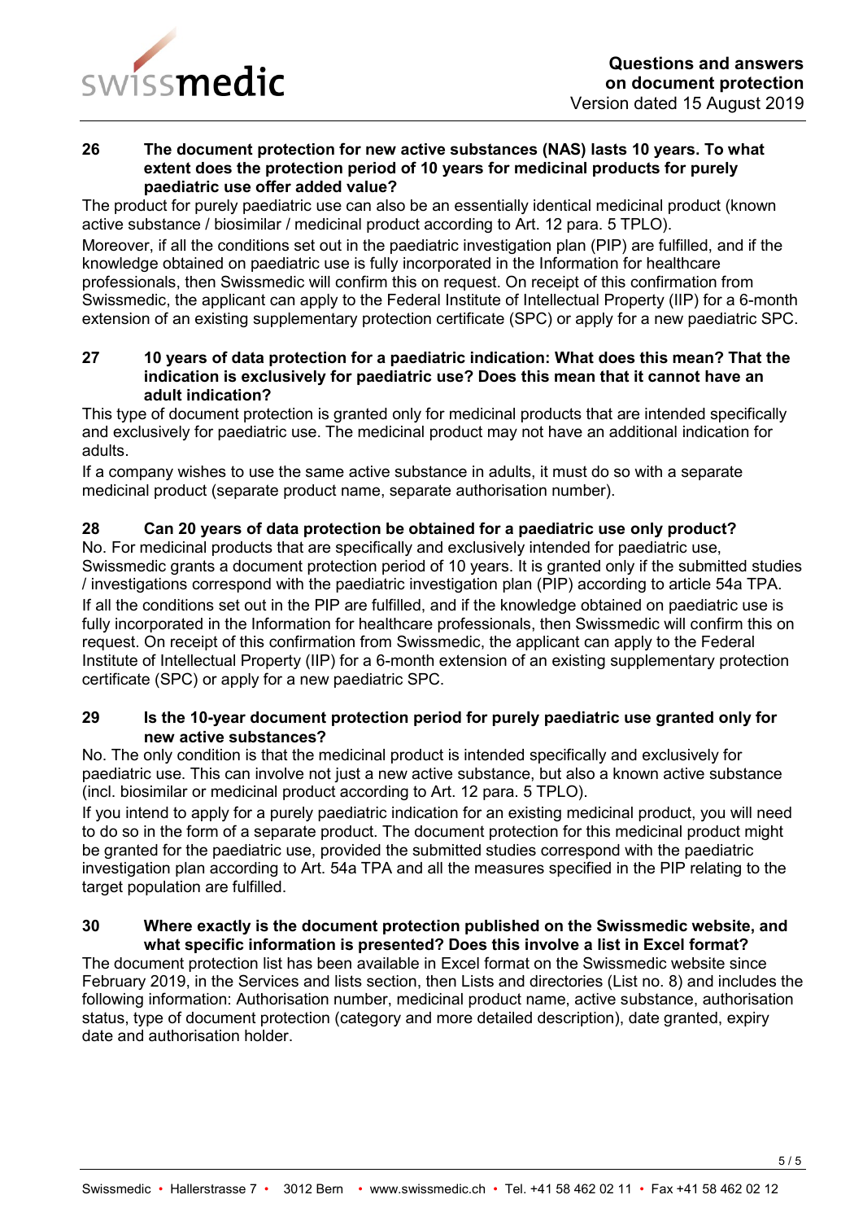### 26 The document protection for new active substances (NAS) lasts 10 years. To what extent does the protection period of 10 years for medicinal products for purely paediatric use offer added value?

The product for purely paediatric use can also be an essentially identical medicinal product (known active substance / biosimilar / medicinal product according to Art. 12 para. 5 TPLO).

Moreover, if all the conditions set out in the paediatric investigation plan (PIP) are fulfilled, and if the knowledge obtained on paediatric use is fully incorporated in the Information for healthcare professionals, then Swissmedic will confirm this on request. On receipt of this confirmation from Swissmedic, the applicant can apply to the Federal Institute of Intellectual Property (IIP) for a 6-month extension of an existing supplementary protection certificate (SPC) or apply for a new paediatric SPC.

### 27 10 years of data protection for a paediatric indication: What does this mean? That the indication is exclusively for paediatric use? Does this mean that it cannot have an adult indication?

This type of document protection is granted only for medicinal products that are intended specifically and exclusively for paediatric use. The medicinal product may not have an additional indication for adults.

If a company wishes to use the same active substance in adults, it must do so with a separate medicinal product (separate product name, separate authorisation number).

### 28 Can 20 years of data protection be obtained for a paediatric use only product?

No. For medicinal products that are specifically and exclusively intended for paediatric use, Swissmedic grants a document protection period of 10 years. It is granted only if the submitted studies / investigations correspond with the paediatric investigation plan (PIP) according to article 54a TPA.

If all the conditions set out in the PIP are fulfilled, and if the knowledge obtained on paediatric use is fully incorporated in the Information for healthcare professionals, then Swissmedic will confirm this on request. On receipt of this confirmation from Swissmedic, the applicant can apply to the Federal Institute of Intellectual Property (IIP) for a 6-month extension of an existing supplementary protection certificate (SPC) or apply for a new paediatric SPC.

### 29 Is the 10-year document protection period for purely paediatric use granted only for new active substances?

No. The only condition is that the medicinal product is intended specifically and exclusively for paediatric use. This can involve not just a new active substance, but also a known active substance (incl. biosimilar or medicinal product according to Art. 12 para. 5 TPLO).

If you intend to apply for a purely paediatric indication for an existing medicinal product, you will need to do so in the form of a separate product. The document protection for this medicinal product might be granted for the paediatric use, provided the submitted studies correspond with the paediatric investigation plan according to Art. 54a TPA and all the measures specified in the PIP relating to the target population are fulfilled.

### 30 Where exactly is the document protection published on the Swissmedic website, and what specific information is presented? Does this involve a list in Excel format?

The document protection list has been available in Excel format on the Swissmedic website since February 2019, in the Services and lists section, then Lists and directories (List no. 8) and includes the following information: Authorisation number, medicinal product name, active substance, authorisation status, type of document protection (category and more detailed description), date granted, expiry date and authorisation holder.